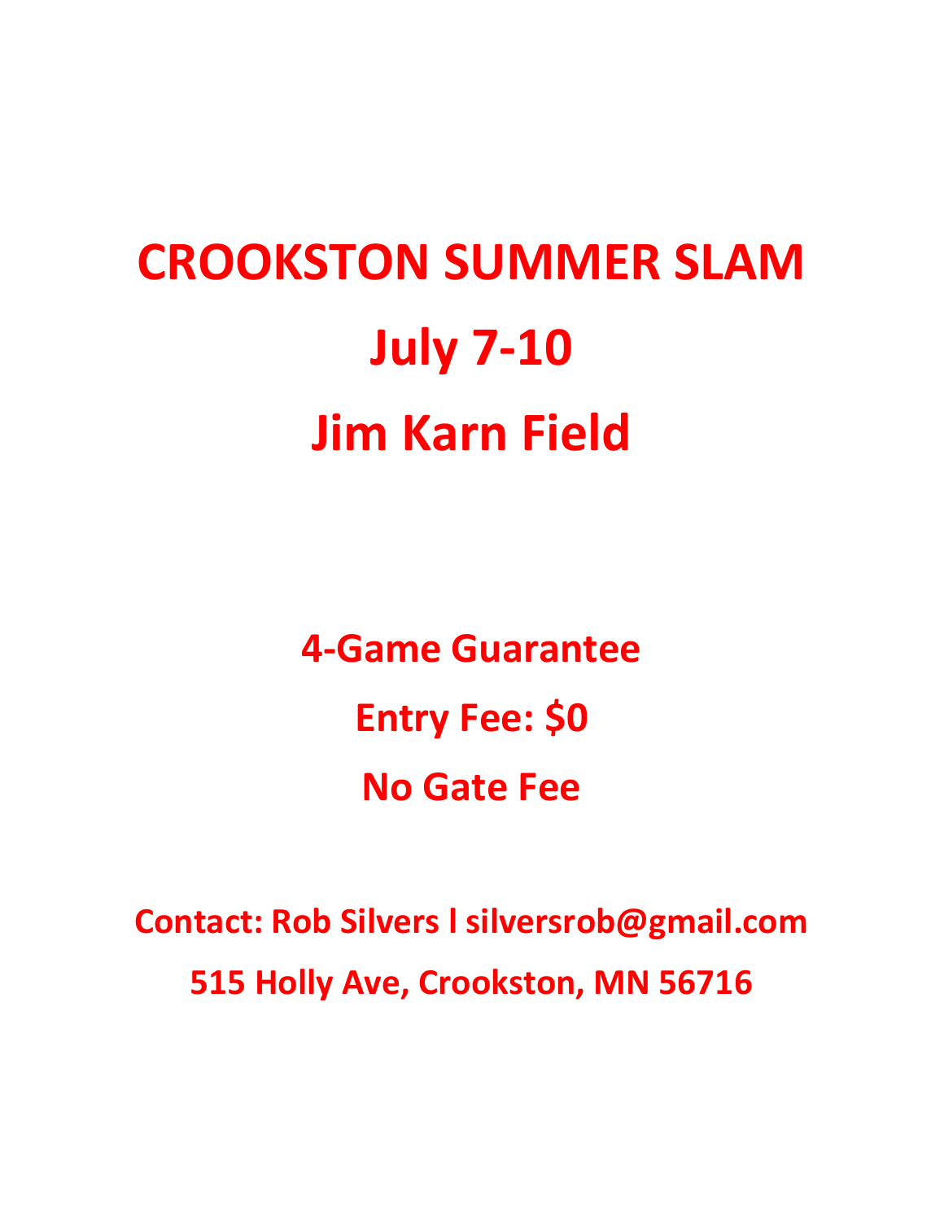# CROOKSTON SUMMER SLAM

# July 7-10

# Jim Karn Field

**4-Game Guarantee**

**Entry Fee: $0**

**No Gate Fee**

**Contact: Rob Silvers l silversrob@gmail.com**

**515 Holly Ave, Crookston, MN 56716**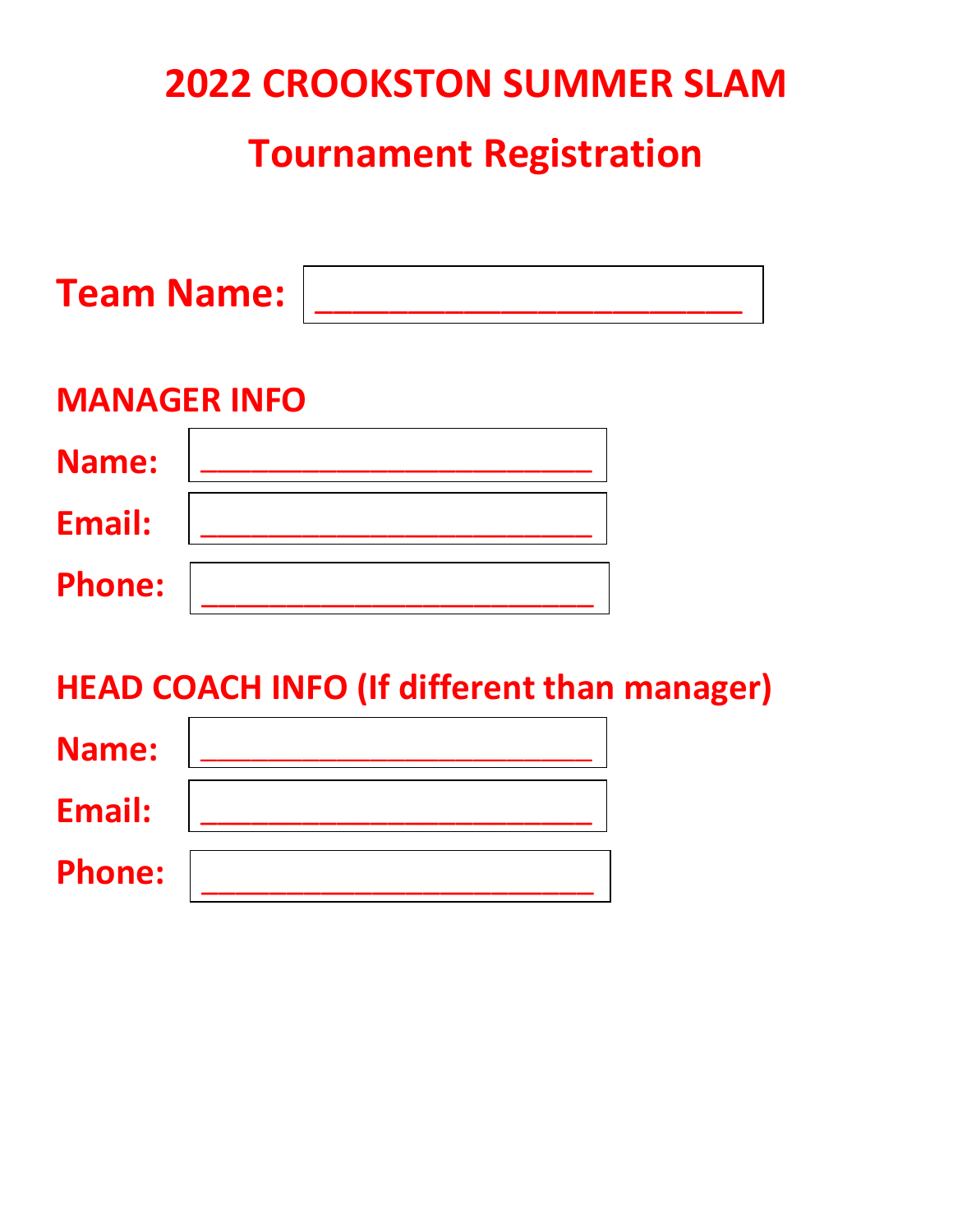# 2022 CROOKSTON SUMMER SLAM

## Tournament Registration

**Team Name:** ________________________

### MANAGER INFO

**Name:** ________________________

**Email:** ________________________

**Phone:** ________________________

### HEAD COACH INFO (If different than manager)

**Name:** ________________________

**Email:** ________________________

**Phone:** ________________________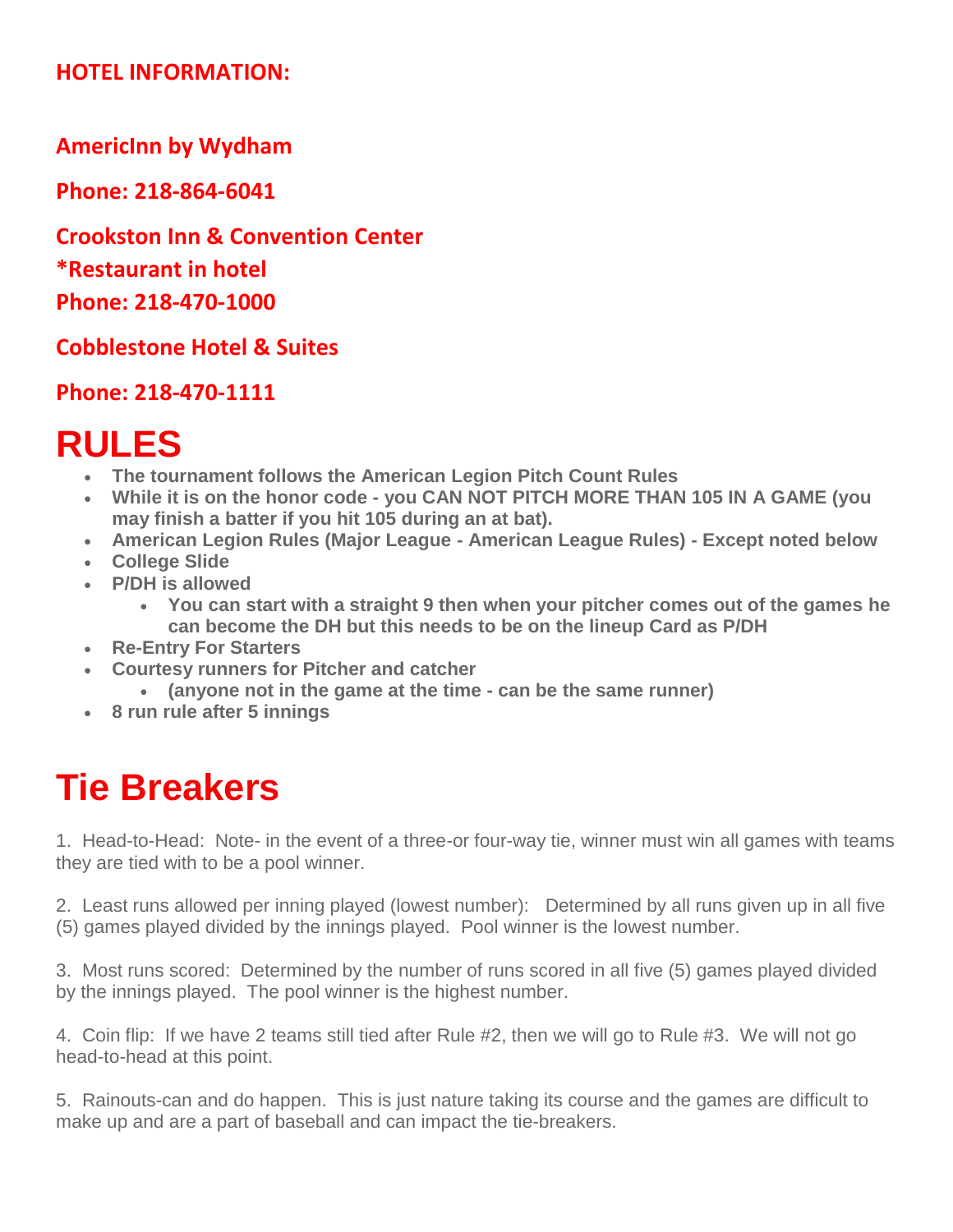## HOTEL INFORMATION:

**AmericInn by Wydham**

**Phone: 218-864-6041**

**Crookston Inn & Convention Center**
***Restaurant in hotel**
**Phone: 218-470-1000**

**Cobblestone Hotel & Suites**

**Phone: 218-470-1111**

# RULES

- **The tournament follows the American Legion Pitch Count Rules**
- **While it is on the honor code - you CAN NOT PITCH MORE THAN 105 IN A GAME (you may finish a batter if you hit 105 during an at bat).**
- **American Legion Rules (Major League - American League Rules) - Except noted below**
- **College Slide**
- **P/DH is allowed**
  - **You can start with a straight 9 then when your pitcher comes out of the games he can become the DH but this needs to be on the lineup Card as P/DH**
- **Re-Entry For Starters**
- **Courtesy runners for Pitcher and catcher**
  - **(anyone not in the game at the time - can be the same runner)**
- **8 run rule after 5 innings**

# Tie Breakers

1. Head-to-Head: Note- in the event of a three-or four-way tie, winner must win all games with teams they are tied with to be a pool winner.

2. Least runs allowed per inning played (lowest number): Determined by all runs given up in all five (5) games played divided by the innings played. Pool winner is the lowest number.

3. Most runs scored: Determined by the number of runs scored in all five (5) games played divided by the innings played. The pool winner is the highest number.

4. Coin flip: If we have 2 teams still tied after Rule #2, then we will go to Rule #3. We will not go head-to-head at this point.

5. Rainouts-can and do happen. This is just nature taking its course and the games are difficult to make up and are a part of baseball and can impact the tie-breakers.